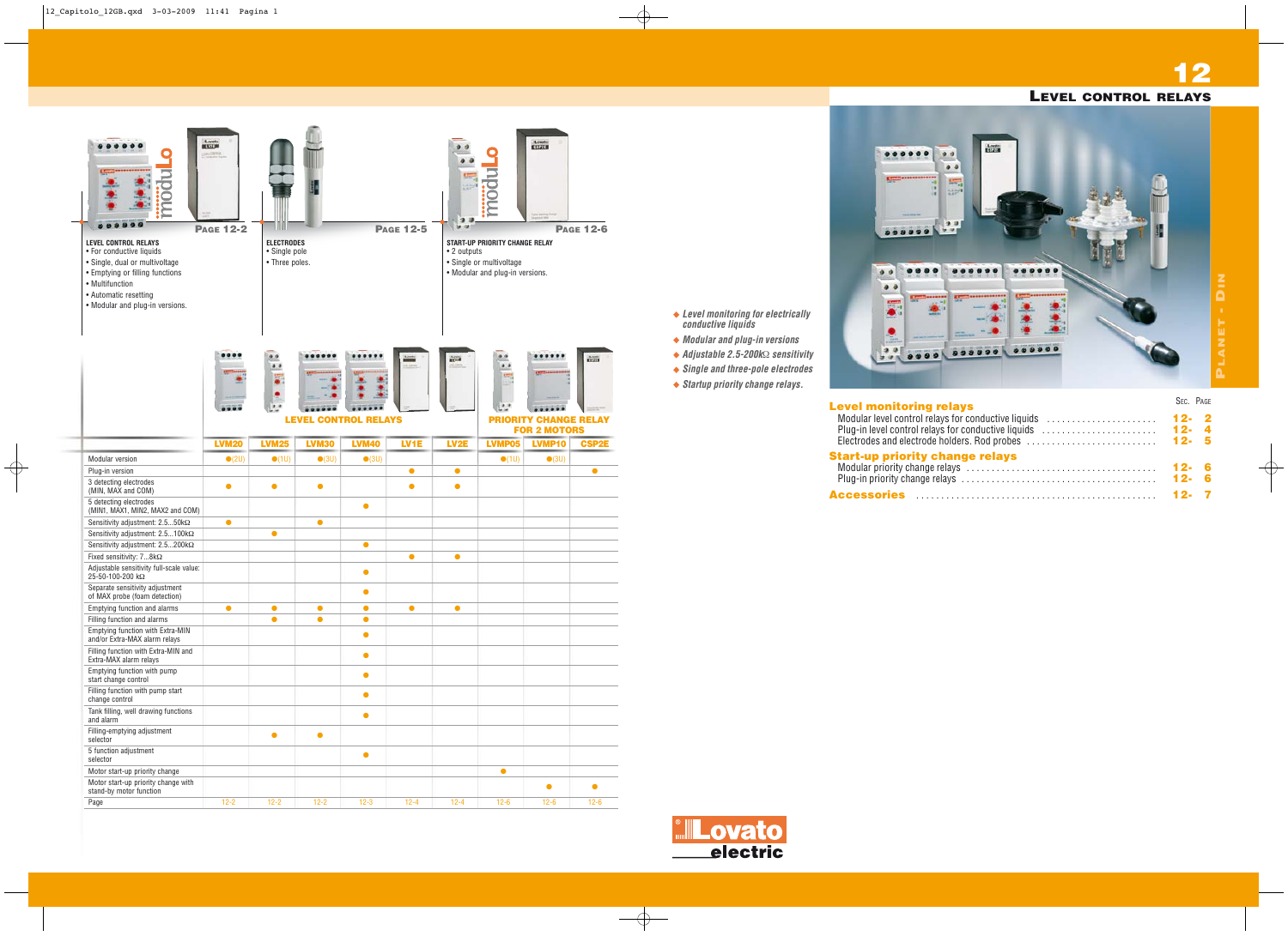# 12

## LEVEL CONTROL RELAYS

PLANET - DIN

**PAGE 12-2**

**LEVEL CONTROL RELAYS**
- For conductive liquids
- Single, dual or multivoltage
- Emptying or filling functions
- Multifunction
- Automatic resetting
- Modular and plug-in versions.

**PAGE 12-5**

**ELECTRODES**
- Single pole
- Three poles.

**PAGE 12-6**

**START-UP PRIORITY CHANGE RELAY**
- 2 outputs
- Single or multivoltage
- Modular and plug-in versions.

- *Level monitoring for electrically conductive liquids*
- *Modular and plug-in versions*
- *Adjustable 2.5-200kΩ sensitivity*
- *Single and three-pole electrodes*
- *Startup priority change relays.*

| | SEC. | PAGE |
|---|---|---|
| **Level monitoring relays** | | |
| Modular level control relays for conductive liquids | 12- | 2 |
| Plug-in level control relays for conductive liquids | 12- | 4 |
| Electrodes and electrode holders. Rod probes | 12- | 5 |
| **Start-up priority change relays** | | |
| Modular priority change relays | 12- | 6 |
| Plug-in priority change relays | 12- | 6 |
| **Accessories** | 12- | 7 |

| | LEVEL CONTROL RELAYS | | | | | | PRIORITY CHANGE RELAY FOR 2 MOTORS | | |
|---|---|---|---|---|---|---|---|---|---|
| | LVM20 | LVM25 | LVM30 | LVM40 | LV1E | LV2E | LVMP05 | LVMP10 | CSP2E |
| Modular version | ●(2U) | ●(1U) | ●(3U) | ●(3U) | | | ●(1U) | ●(3U) | |
| Plug-in version | | | | | ● | ● | | | ● |
| 3 detecting electrodes (MIN, MAX and COM) | ● | ● | ● | | ● | ● | | | |
| 5 detecting electrodes (MIN1, MAX1, MIN2, MAX2 and COM) | | | | ● | | | | | |
| Sensitivity adjustment: 2.5...50kΩ | ● | | ● | | | | | | |
| Sensitivity adjustment: 2.5...100kΩ | | ● | | | | | | | |
| Sensitivity adjustment: 2.5...200kΩ | | | | ● | | | | | |
| Fixed sensitivity: 7...8kΩ | | | | | ● | ● | | | |
| Adjustable sensitivity full-scale value: 25-50-100-200 kΩ | | | | ● | | | | | |
| Separate sensitivity adjustment of MAX probe (foam detection) | | | | ● | | | | | |
| Emptying function and alarms | ● | ● | ● | ● | ● | ● | | | |
| Filling function and alarms | | ● | ● | ● | | | | | |
| Emptying function with Extra-MIN and/or Extra-MAX alarm relays | | | | ● | | | | | |
| Filling function with Extra-MIN and Extra-MAX alarm relays | | | | ● | | | | | |
| Emptying function with pump start change control | | | | ● | | | | | |
| Filling function with pump start change control | | | | ● | | | | | |
| Tank filling, well drawing functions and alarm | | | | ● | | | | | |
| Filling-emptying adjustment selector | | ● | ● | | | | | | |
| 5 function adjustment selector | | | | ● | | | | | |
| Motor start-up priority change | | | | | | | ● | | |
| Motor start-up priority change with stand-by motor function | | | | | | | | ● | ● |
| Page | 12-2 | 12-2 | 12-2 | 12-3 | 12-4 | 12-4 | 12-6 | 12-6 | 12-6 |

Lovato electric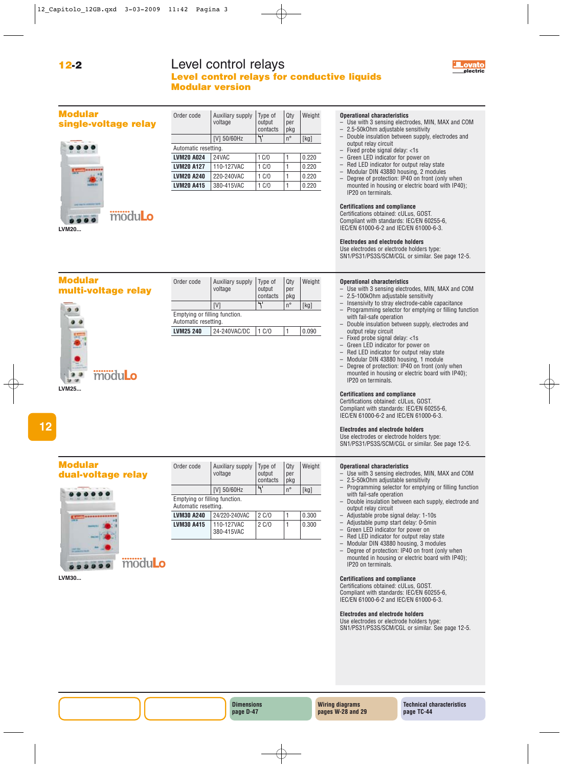# Level control relays

## Level control relays for conductive liquids

## Modular version

### Modular single-voltage relay

LVM20...

| Order code | Auxiliary supply voltage | Type of output contacts | Qty per pkg | Weight |
|---|---|---|---|---|
| | [V] 50/60Hz | | n° | [kg] |
| Automatic resetting. | | | | |
| **LVM20 A024** | 24VAC | 1 C/O | 1 | 0.220 |
| **LVM20 A127** | 110-127VAC | 1 C/O | 1 | 0.220 |
| **LVM20 A240** | 220-240VAC | 1 C/O | 1 | 0.220 |
| **LVM20 A415** | 380-415VAC | 1 C/O | 1 | 0.220 |

**Operational characteristics**
- Use with 3 sensing electrodes, MIN, MAX and COM
- 2.5-50kOhm adjustable sensitivity
- Double insulation between supply, electrodes and output relay circuit
- Fixed probe signal delay: <1s
- Green LED indicator for power on
- Red LED indicator for output relay state
- Modular DIN 43880 housing, 2 modules
- Degree of protection: IP40 on front (only when mounted in housing or electric board with IP40); IP20 on terminals.

**Certifications and compliance**
Certifications obtained: cULus, GOST.
Compliant with standards: IEC/EN 60255-6, IEC/EN 61000-6-2 and IEC/EN 61000-6-3.

**Electrodes and electrode holders**
Use electrodes or electrode holders type: SN1/PS31/PS3S/SCM/CGL or similar. See page 12-5.

### Modular multi-voltage relay

LVM25...

| Order code | Auxiliary supply voltage | Type of output contacts | Qty per pkg | Weight |
|---|---|---|---|---|
| | [V] | | n° | [kg] |
| Emptying or filling function. Automatic resetting. | | | | |
| **LVM25 240** | 24-240VAC/DC | 1 C/O | 1 | 0.090 |

**Operational characteristics**
- Use with 3 sensing electrodes, MIN, MAX and COM
- 2.5-100kOhm adjustable sensitivity
- Insensitivity to stray electrode-cable capacitance
- Programming selector for emptying or filling function with fail-safe operation
- Double insulation between supply, electrodes and output relay circuit
- Fixed probe signal delay: <1s
- Green LED indicator for power on
- Red LED indicator for output relay state
- Modular DIN 43880 housing, 1 module
- Degree of protection: IP40 on front (only when mounted in housing or electric board with IP40); IP20 on terminals.

**Certifications and compliance**
Certifications obtained: cULus, GOST.
Compliant with standards: IEC/EN 60255-6, IEC/EN 61000-6-2 and IEC/EN 61000-6-3.

**Electrodes and electrode holders**
Use electrodes or electrode holders type: SN1/PS31/PS3S/SCM/CGL or similar. See page 12-5.

### Modular dual-voltage relay

LVM30...

| Order code | Auxiliary supply voltage | Type of output contacts | Qty per pkg | Weight |
|---|---|---|---|---|
| | [V] 50/60Hz | | n° | [kg] |
| Emptying or filling function. Automatic resetting. | | | | |
| **LVM30 A240** | 24/220-240VAC | 2 C/O | 1 | 0.300 |
| **LVM30 A415** | 110-127VAC 380-415VAC | 2 C/O | 1 | 0.300 |

**Operational characteristics**
- Use with 3 sensing electrodes, MIN, MAX and COM
- 2.5-50kOhm adjustable sensitivity
- Programming selector for emptying or filling function with fail-safe operation
- Double insulation between each supply, electrode and output relay circuit
- Adjustable probe signal delay: 1-10s
- Adjustable pump start delay: 0-5min
- Green LED indicator for power on
- Red LED indicator for output relay state
- Modular DIN 43880 housing, 3 modules
- Degree of protection: IP40 on front (only when mounted in housing or electric board with IP40); IP20 on terminals.

**Certifications and compliance**
Certifications obtained: cULus, GOST.
Compliant with standards: IEC/EN 60255-6, IEC/EN 61000-6-2 and IEC/EN 61000-6-3.

**Electrodes and electrode holders**
Use electrodes or electrode holders type: SN1/PS31/PS3S/SCM/CGL or similar. See page 12-5.

**Dimensions** page D-47 | **Wiring diagrams** pages W-28 and 29 | **Technical characteristics** page TC-44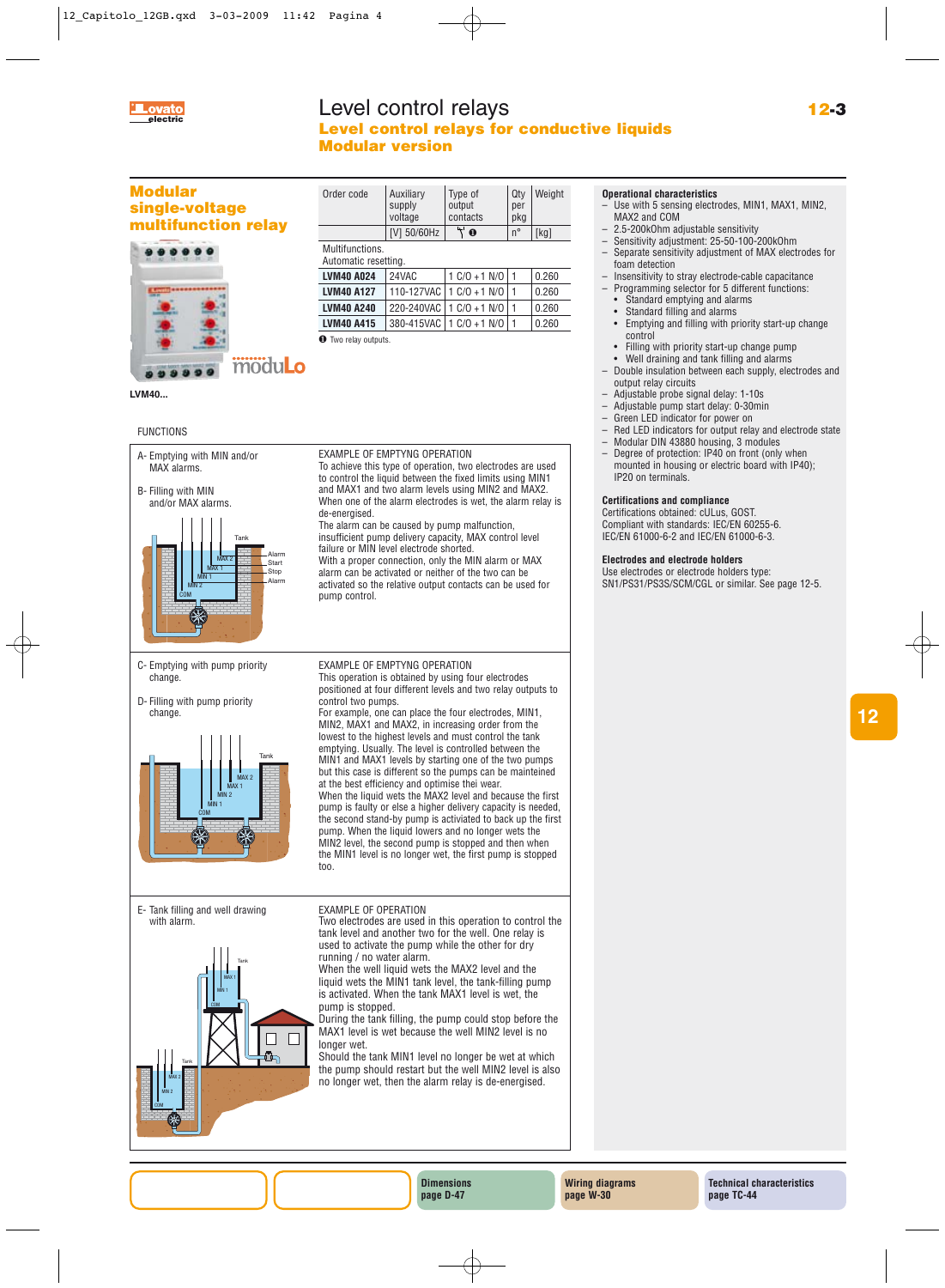# Level control relays

## Level control relays for conductive liquids
## Modular version

### Modular single-voltage multifunction relay

LVM40...

| Order code | Auxiliary supply voltage | Type of output contacts | Qty per pkg | Weight |
|---|---|---|---|---|
| | [V] 50/60Hz | ❶ | n° | [kg] |
| Multifunctions. Automatic resetting. | | | | |
| **LVM40 A024** | 24VAC | 1 C/O + 1 N/O | 1 | 0.260 |
| **LVM40 A127** | 110-127VAC | 1 C/O + 1 N/O | 1 | 0.260 |
| **LVM40 A240** | 220-240VAC | 1 C/O + 1 N/O | 1 | 0.260 |
| **LVM40 A415** | 380-415VAC | 1 C/O + 1 N/O | 1 | 0.260 |

❶ Two relay outputs.

#### Operational characteristics

- Use with 5 sensing electrodes, MIN1, MAX1, MIN2, MAX2 and COM
- 2.5-200kOhm adjustable sensitivity
- Sensitivity adjustment: 25-50-100-200kOhm
- Separate sensitivity adjustment of MAX electrodes for foam detection
- Insensitivity to stray electrode-cable capacitance
- Programming selector for 5 different functions:
  - Standard emptying and alarms
  - Standard filling and alarms
  - Emptying and filling with priority start-up change control
  - Filling with priority start-up change pump
  - Well draining and tank filling and alarms
- Double insulation between each supply, electrodes and output relay circuits
- Adjustable probe signal delay: 1-10s
- Adjustable pump start delay: 0-30min
- Green LED indicator for power on
- Red LED indicators for output relay and electrode state
- Modular DIN 43880 housing, 3 modules
- Degree of protection: IP40 on front (only when mounted in housing or electric board with IP40); IP20 on terminals.

#### Certifications and compliance

Certifications obtained: cULus, GOST.
Compliant with standards: IEC/EN 60255-6.
IEC/EN 61000-6-2 and IEC/EN 61000-6-3.

#### Electrodes and electrode holders

Use electrodes or electrode holders type: SN1/PS31/PS3S/SCM/CGL or similar. See page 12-5.

### FUNCTIONS

A- Emptying with MIN and/or MAX alarms.

B- Filling with MIN and/or MAX alarms.

Tank
MAX 2
MAX 1
MIN 1
MIN 2
COM
Alarm
Start
Stop
Alarm

EXAMPLE OF EMPTYING OPERATION
To achieve this type of operation, two electrodes are used to control the liquid between the fixed limits using MIN1 and MAX1 and two alarm levels using MIN2 and MAX2.
When one of the alarm electrodes is wet, the alarm relay is de-energised.
The alarm can be caused by pump malfunction, insufficient pump delivery capacity, MAX control level failure or MIN level electrode shorted.
With a proper connection, only the MIN alarm or MAX alarm can be activated or neither of the two can be activated so the relative output contacts can be used for pump control.

C- Emptying with pump priority change.

D- Filling with pump priority change.

Tank
MAX 2
MAX 1
MIN 2
MIN 1
COM

EXAMPLE OF EMPTYING OPERATION
This operation is obtained by using four electrodes positioned at four different levels and two relay outputs to control two pumps.
For example, one can place the four electrodes, MIN1, MIN2, MAX1 and MAX2, in increasing order from the lowest to the highest levels and must control the tank emptying. Usually. The level is controlled between the MIN1 and MAX1 levels by starting one of the two pumps but this case is different so the pumps can be maintained at the best efficiency and optimise thei wear.
When the liquid wets the MAX2 level and because the first pump is faulty or else a higher delivery capacity is needed, the second stand-by pump is activated to back up the first pump. When the liquid lowers and no longer wets the MIN2 level, the second pump is stopped and then when the MIN1 level is no longer wet, the first pump is stopped too.

E- Tank filling and well drawing with alarm.

Tank
MAX 1
MIN 1
COM
Tank
MAX 2
MIN 2
COM

EXAMPLE OF OPERATION
Two electrodes are used in this operation to control the tank level and another two for the well. One relay is used to activate the pump while the other for dry running / no water alarm.
When the well liquid wets the MAX2 level and the liquid wets the MIN1 tank level, the tank-filling pump is activated. When the tank MAX1 level is wet, the pump is stopped.
During the tank filling, the pump could stop before the MAX1 level is wet because the well MIN2 level is no longer wet.
Should the tank MIN1 level no longer be wet at which the pump should restart but the well MIN2 level is also no longer wet, then the alarm relay is de-energised.

Dimensions page D-47 | Wiring diagrams page W-30 | Technical characteristics page TC-44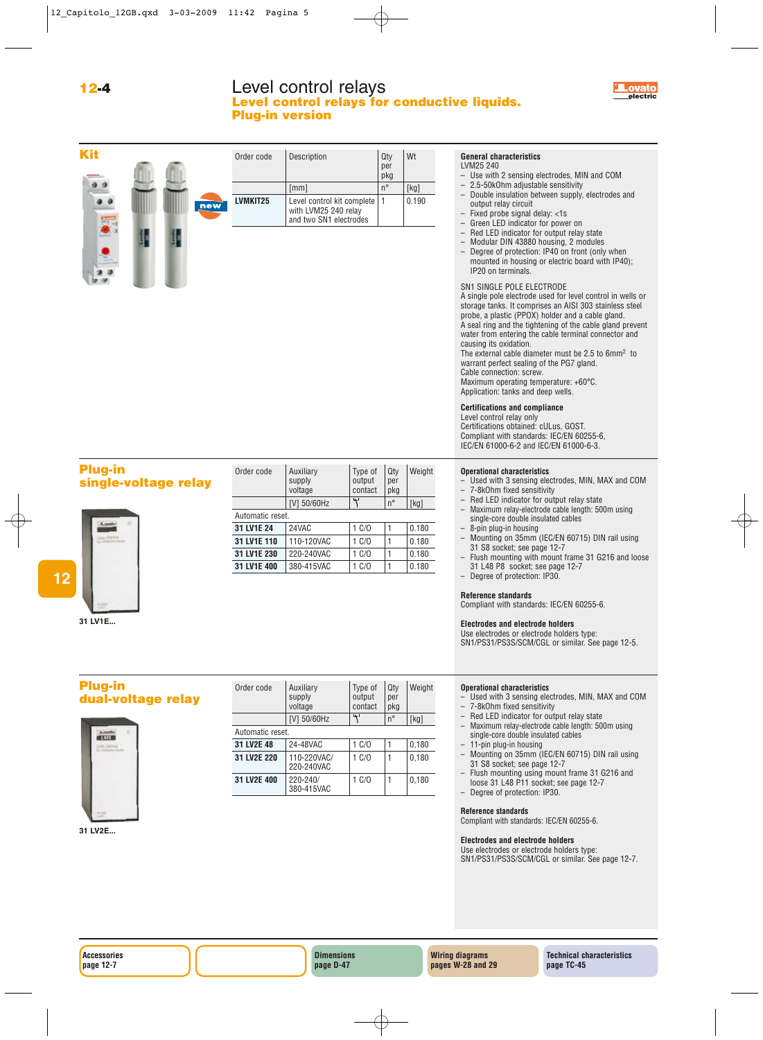# Level control relays

## Level control relays for conductive liquids. Plug-in version

## Kit

new

| Order code | Description | Qty per pkg | Wt |
|---|---|---|---|
| | [mm] | n° | [kg] |
| **LVMKIT25** | Level control kit complete with LVM25 240 relay and two SN1 electrodes | 1 | 0.190 |

**General characteristics**

LVM25 240

- Use with 2 sensing electrodes, MIN and COM
- 2.5-50kOhm adjustable sensitivity
- Double insulation between supply, electrodes and output relay circuit
- Fixed probe signal delay: <1s
- Green LED indicator for power on
- Red LED indicator for output relay state
- Modular DIN 43880 housing, 2 modules
- Degree of protection: IP40 on front (only when mounted in housing or electric board with IP40); IP20 on terminals.

SN1 SINGLE POLE ELECTRODE

A single pole electrode used for level control in wells or storage tanks. It comprises an AISI 303 stainless steel probe, a plastic (PPOX) holder and a cable gland.
A seal ring and the tightening of the cable gland prevent water from entering the cable terminal connector and causing its oxidation.
The external cable diameter must be 2.5 to 6mm$^2$ to warrant perfect sealing of the PG7 gland.
Cable connection: screw.
Maximum operating temperature: +60°C.
Application: tanks and deep wells.

**Certifications and compliance**

Level control relay only
Certifications obtained: cULus, GOST.
Compliant with standards: IEC/EN 60255-6, IEC/EN 61000-6-2 and IEC/EN 61000-6-3.

## Plug-in single-voltage relay

31 LV1E...

| Order code | Auxiliary supply voltage | Type of output contact | Qty per pkg | Weight |
|---|---|---|---|---|
| | [V] 50/60Hz | | n° | [kg] |
| Automatic reset. | | | | |
| **31 LV1E 24** | 24VAC | 1 C/O | 1 | 0.180 |
| **31 LV1E 110** | 110-120VAC | 1 C/O | 1 | 0.180 |
| **31 LV1E 230** | 220-240VAC | 1 C/O | 1 | 0.180 |
| **31 LV1E 400** | 380-415VAC | 1 C/O | 1 | 0.180 |

**Operational characteristics**

- Used with 3 sensing electrodes, MIN, MAX and COM
- 7-8kOhm fixed sensitivity
- Red LED indicator for output relay state
- Maximum relay-electrode cable length: 500m using single-core double insulated cables
- 8-pin plug-in housing
- Mounting on 35mm (IEC/EN 60715) DIN rail using 31 S8 socket; see page 12-7
- Flush mounting with mount frame 31 G216 and loose 31 L48 P8 socket; see page 12-7
- Degree of protection: IP30.

**Reference standards**

Compliant with standards: IEC/EN 60255-6.

**Electrodes and electrode holders**

Use electrodes or electrode holders type: SN1/PS31/PS3S/SCM/CGL or similar. See page 12-5.

## Plug-in dual-voltage relay

31 LV2E...

| Order code | Auxiliary supply voltage | Type of output contact | Qty per pkg | Weight |
|---|---|---|---|---|
| | [V] 50/60Hz | | n° | [kg] |
| Automatic reset. | | | | |
| **31 LV2E 48** | 24-48VAC | 1 C/O | 1 | 0,180 |
| **31 LV2E 220** | 110-220VAC/ 220-240VAC | 1 C/O | 1 | 0,180 |
| **31 LV2E 400** | 220-240/ 380-415VAC | 1 C/O | 1 | 0,180 |

**Operational characteristics**

- Used with 3 sensing electrodes, MIN, MAX and COM
- 7-8kOhm fixed sensitivity
- Red LED indicator for output relay state
- Maximum relay-electrode cable length: 500m using single-core double insulated cables
- 11-pin plug-in housing
- Mounting on 35mm (IEC/EN 60715) DIN rail using 31 S8 socket; see page 12-7
- Flush mounting using mount frame 31 G216 and loose 31 L48 P11 socket; see page 12-7
- Degree of protection: IP30.

**Reference standards**

Compliant with standards: IEC/EN 60255-6.

**Electrodes and electrode holders**

Use electrodes or electrode holders type: SN1/PS31/PS3S/SCM/CGL or similar. See page 12-7.

**Accessories** page 12-7 | **Dimensions** page D-47 | **Wiring diagrams** pages W-28 and 29 | **Technical characteristics** page TC-45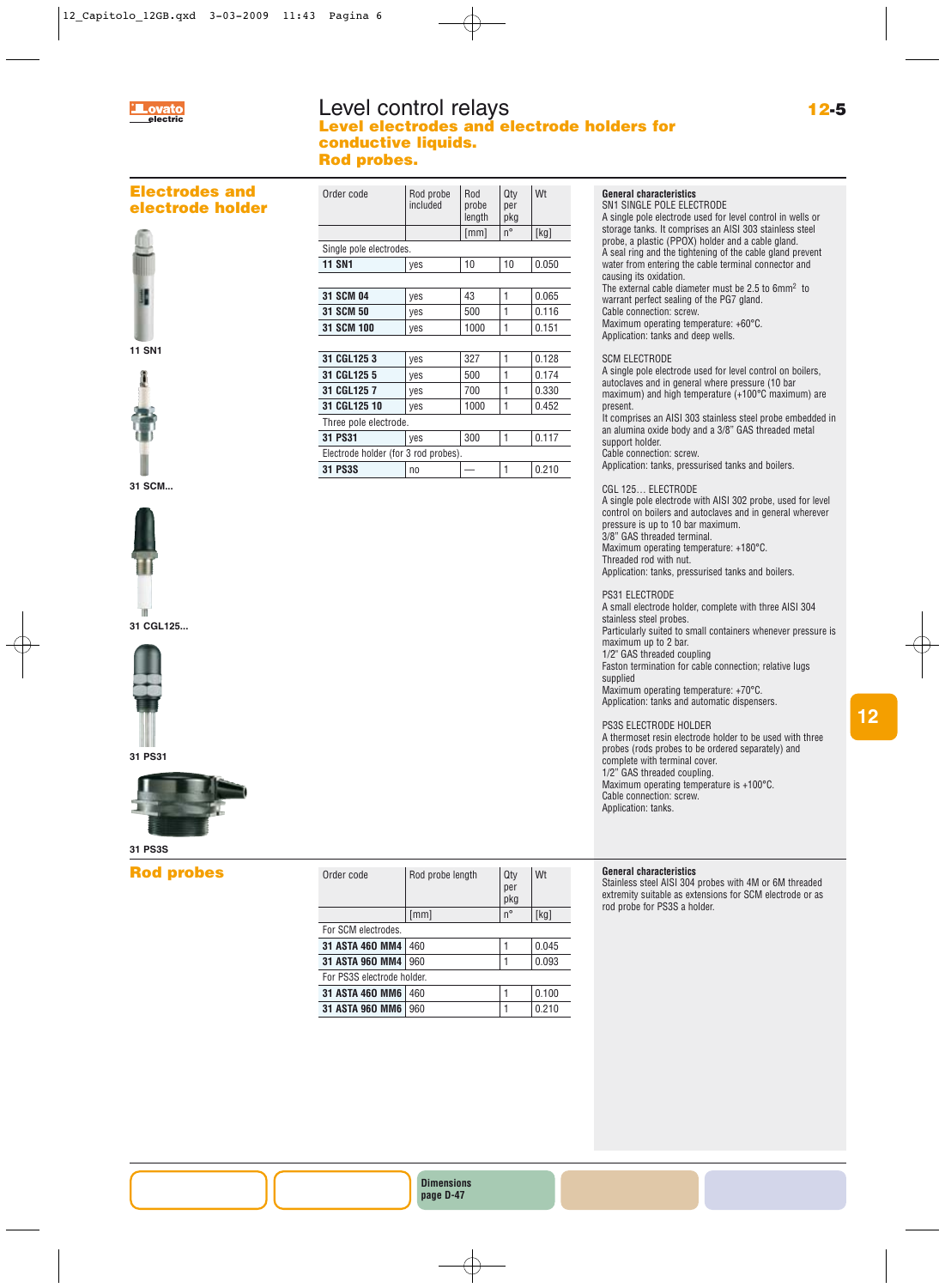# Level control relays

## Level electrodes and electrode holders for conductive liquids. Rod probes.

## Electrodes and electrode holder

11 SN1

31 SCM...

31 CGL125...

31 PS31

31 PS3S

| Order code | Rod probe included | Rod probe length | Qty per pkg | Wt |
|---|---|---|---|---|
| | | [mm] | n° | [kg] |
| Single pole electrodes. | | | | |
| **11 SN1** | yes | 10 | 10 | 0.050 |
| **31 SCM 04** | yes | 43 | 1 | 0.065 |
| **31 SCM 50** | yes | 500 | 1 | 0.116 |
| **31 SCM 100** | yes | 1000 | 1 | 0.151 |
| **31 CGL125 3** | yes | 327 | 1 | 0.128 |
| **31 CGL125 5** | yes | 500 | 1 | 0.174 |
| **31 CGL125 7** | yes | 700 | 1 | 0.330 |
| **31 CGL125 10** | yes | 1000 | 1 | 0.452 |
| Three pole electrode. | | | | |
| **31 PS31** | yes | 300 | 1 | 0.117 |
| Electrode holder (for 3 rod probes). | | | | |
| **31 PS3S** | no | — | 1 | 0.210 |

**General characteristics**

SN1 SINGLE POLE ELECTRODE

A single pole electrode used for level control in wells or storage tanks. It comprises an AISI 303 stainless steel probe, a plastic (PPOX) holder and a cable gland.
A seal ring and the tightening of the cable gland prevent water from entering the cable terminal connector and causing its oxidation.
The external cable diameter must be 2.5 to 6mm² to warrant perfect sealing of the PG7 gland.
Cable connection: screw.
Maximum operating temperature: +60°C.
Application: tanks and deep wells.

SCM ELECTRODE

A single pole electrode used for level control on boilers, autoclaves and in general where pressure (10 bar maximum) and high temperature (+100°C maximum) are present.
It comprises an AISI 303 stainless steel probe embedded in an alumina oxide body and a 3/8" GAS threaded metal support holder.
Cable connection: screw.
Application: tanks, pressurised tanks and boilers.

CGL 125… ELECTRODE

A single pole electrode with AISI 302 probe, used for level control on boilers and autoclaves and in general wherever pressure is up to 10 bar maximum.
3/8" GAS threaded terminal.
Maximum operating temperature: +180°C.
Threaded rod with nut.
Application: tanks, pressurised tanks and boilers.

PS31 ELECTRODE

A small electrode holder, complete with three AISI 304 stainless steel probes.
Particularly suited to small containers whenever pressure is maximum up to 2 bar.
1/2" GAS threaded coupling
Faston termination for cable connection; relative lugs supplied
Maximum operating temperature: +70°C.
Application: tanks and automatic dispensers.

PS3S ELECTRODE HOLDER

A thermoset resin electrode holder to be used with three probes (rods probes to be ordered separately) and complete with terminal cover.
1/2" GAS threaded coupling.
Maximum operating temperature is +100°C.
Cable connection: screw.
Application: tanks.

## Rod probes

| Order code | Rod probe length | Qty per pkg | Wt |
|---|---|---|---|
| | [mm] | n° | [kg] |
| For SCM electrodes. | | | |
| **31 ASTA 460 MM4** | 460 | 1 | 0.045 |
| **31 ASTA 960 MM4** | 960 | 1 | 0.093 |
| For PS3S electrode holder. | | | |
| **31 ASTA 460 MM6** | 460 | 1 | 0.100 |
| **31 ASTA 960 MM6** | 960 | 1 | 0.210 |

**General characteristics**

Stainless steel AISI 304 probes with 4M or 6M threaded extremity suitable as extensions for SCM electrode or as rod probe for PS3S a holder.

**Dimensions page D-47**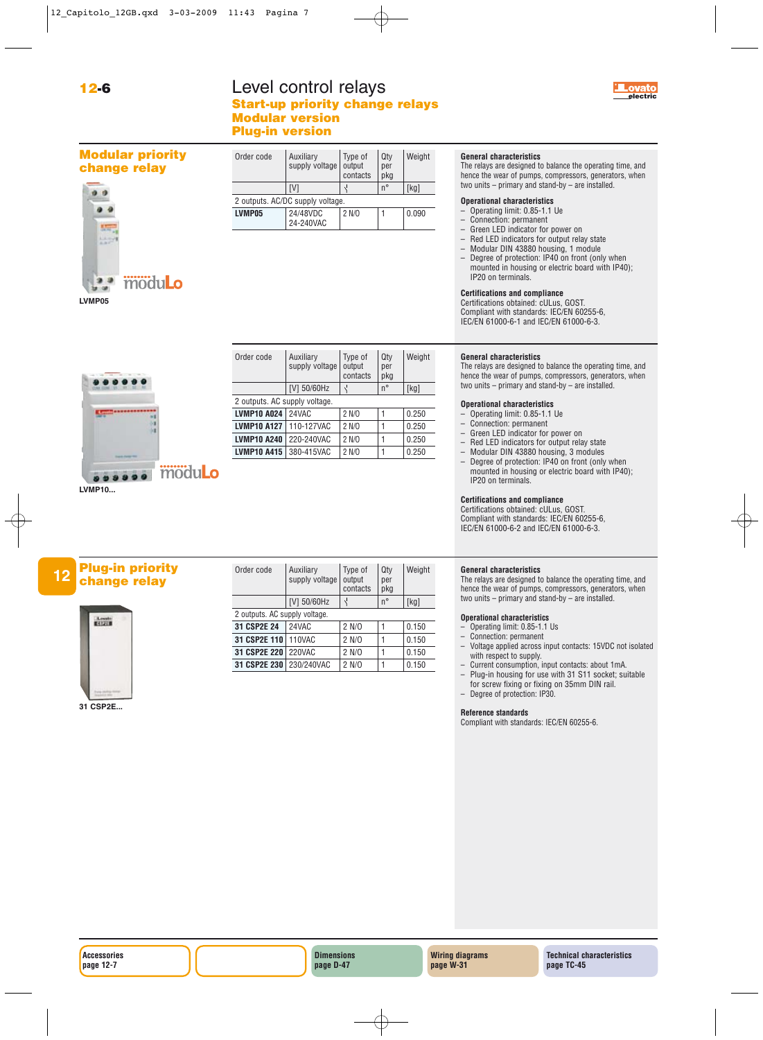# Level control relays

## Start-up priority change relays
## Modular version
## Plug-in version

## Modular priority change relay

LVMP05

| Order code | Auxiliary supply voltage | Type of output contacts | Qty per pkg | Weight |
|---|---|---|---|---|
| | [V] | | n° | [kg] |
| 2 outputs. AC/DC supply voltage. | | | | |
| **LVMP05** | 24/48VDC 24-240VAC | 2 N/O | 1 | 0.090 |

**General characteristics**

The relays are designed to balance the operating time, and hence the wear of pumps, compressors, generators, when two units – primary and stand-by – are installed.

**Operational characteristics**

- Operating limit: 0.85-1.1 Ue
- Connection: permanent
- Green LED indicator for power on
- Red LED indicators for output relay state
- Modular DIN 43880 housing, 1 module
- Degree of protection: IP40 on front (only when mounted in housing or electric board with IP40); IP20 on terminals.

**Certifications and compliance**

Certifications obtained: cULus, GOST.
Compliant with standards: IEC/EN 60255-6, IEC/EN 61000-6-1 and IEC/EN 61000-6-3.

LVMP10...

| Order code | Auxiliary supply voltage | Type of output contacts | Qty per pkg | Weight |
|---|---|---|---|---|
| | [V] 50/60Hz | | n° | [kg] |
| 2 outputs. AC supply voltage. | | | | |
| **LVMP10 A024** | 24VAC | 2 N/O | 1 | 0.250 |
| **LVMP10 A127** | 110-127VAC | 2 N/O | 1 | 0.250 |
| **LVMP10 A240** | 220-240VAC | 2 N/O | 1 | 0.250 |
| **LVMP10 A415** | 380-415VAC | 2 N/O | 1 | 0.250 |

**General characteristics**

The relays are designed to balance the operating time, and hence the wear of pumps, compressors, generators, when two units – primary and stand-by – are installed.

**Operational characteristics**

- Operating limit: 0.85-1.1 Ue
- Connection: permanent
- Green LED indicator for power on
- Red LED indicators for output relay state
- Modular DIN 43880 housing, 3 modules
- Degree of protection: IP40 on front (only when mounted in housing or electric board with IP40); IP20 on terminals.

**Certifications and compliance**

Certifications obtained: cULus, GOST.
Compliant with standards: IEC/EN 60255-6, IEC/EN 61000-6-2 and IEC/EN 61000-6-3.

## Plug-in priority change relay

31 CSP2E...

| Order code | Auxiliary supply voltage | Type of output contacts | Qty per pkg | Weight |
|---|---|---|---|---|
| | [V] 50/60Hz | | n° | [kg] |
| 2 outputs. AC supply voltage. | | | | |
| **31 CSP2E 24** | 24VAC | 2 N/O | 1 | 0.150 |
| **31 CSP2E 110** | 110VAC | 2 N/O | 1 | 0.150 |
| **31 CSP2E 220** | 220VAC | 2 N/O | 1 | 0.150 |
| **31 CSP2E 230** | 230/240VAC | 2 N/O | 1 | 0.150 |

**General characteristics**

The relays are designed to balance the operating time, and hence the wear of pumps, compressors, generators, when two units – primary and stand-by – are installed.

**Operational characteristics**

- Operating limit: 0.85-1.1 Us
- Connection: permanent
- Voltage applied across input contacts: 15VDC not isolated with respect to supply.
- Current consumption, input contacts: about 1mA.
- Plug-in housing for use with 31 S11 socket; suitable for screw fixing or fixing on 35mm DIN rail.
- Degree of protection: IP30.

**Reference standards**

Compliant with standards: IEC/EN 60255-6.

**Accessories** page 12-7 | **Dimensions** page D-47 | **Wiring diagrams** page W-31 | **Technical characteristics** page TC-45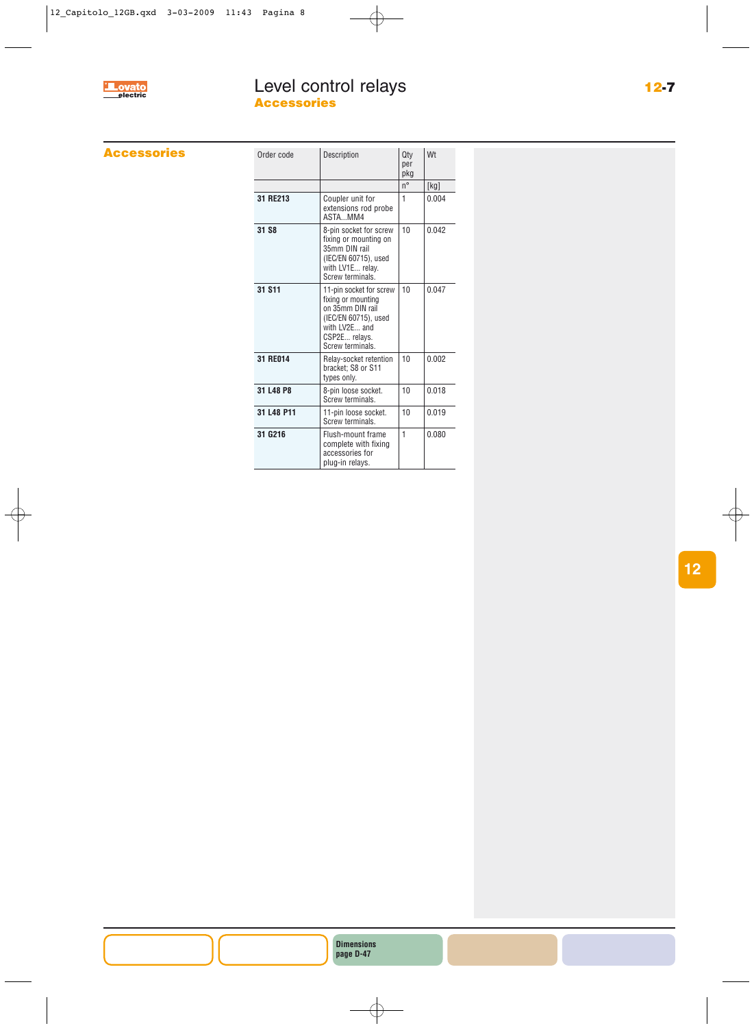# Level control relays
## Accessories

### Accessories

| Order code | Description | Qty per pkg | Wt |
|---|---|---|---|
| | | n° | [kg] |
| **31 RE213** | Coupler unit for extensions rod probe ASTA...MM4 | 1 | 0.004 |
| **31 S8** | 8-pin socket for screw fixing or mounting on 35mm DIN rail (IEC/EN 60715), used with LV1E... relay. Screw terminals. | 10 | 0.042 |
| **31 S11** | 11-pin socket for screw fixing or mounting on 35mm DIN rail (IEC/EN 60715), used with LV2E... and CSP2E... relays. Screw terminals. | 10 | 0.047 |
| **31 RE014** | Relay-socket retention bracket; S8 or S11 types only. | 10 | 0.002 |
| **31 L48 P8** | 8-pin loose socket. Screw terminals. | 10 | 0.018 |
| **31 L48 P11** | 11-pin loose socket. Screw terminals. | 10 | 0.019 |
| **31 G216** | Flush-mount frame complete with fixing accessories for plug-in relays. | 1 | 0.080 |

**Dimensions page D-47**